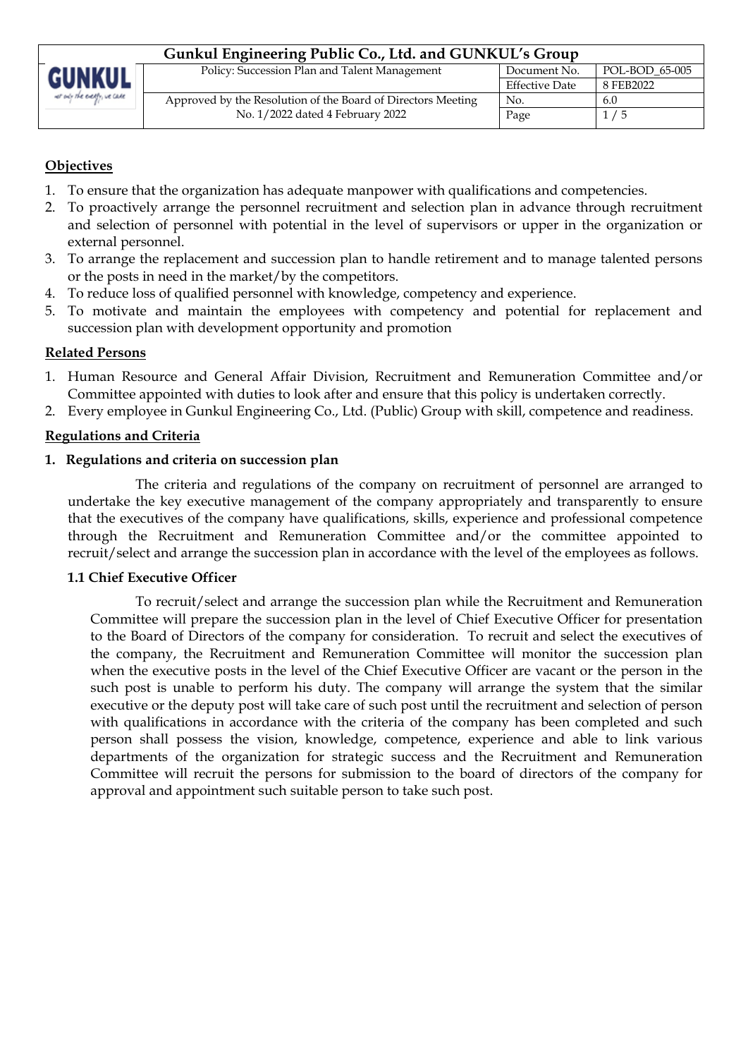| GUNKUL | Gunkul Engineering Public Co., Ltd. and GUNKUL's Group | | |
|---|---|---|---|
| | Policy: Succession Plan and Talent Management | Document No. | POL-BOD_65-005 |
| | | Effective Date | 8 FEB2022 |
| | Approved by the Resolution of the Board of Directors Meeting No. 1/2022 dated 4 February 2022 | No. | 6.0 |
| | | Page | 1 / 5 |

## Objectives

1. To ensure that the organization has adequate manpower with qualifications and competencies.
2. To proactively arrange the personnel recruitment and selection plan in advance through recruitment and selection of personnel with potential in the level of supervisors or upper in the organization or external personnel.
3. To arrange the replacement and succession plan to handle retirement and to manage talented persons or the posts in need in the market/by the competitors.
4. To reduce loss of qualified personnel with knowledge, competency and experience.
5. To motivate and maintain the employees with competency and potential for replacement and succession plan with development opportunity and promotion

## Related Persons

1. Human Resource and General Affair Division, Recruitment and Remuneration Committee and/or Committee appointed with duties to look after and ensure that this policy is undertaken correctly.
2. Every employee in Gunkul Engineering Co., Ltd. (Public) Group with skill, competence and readiness.

## Regulations and Criteria

### 1. Regulations and criteria on succession plan

The criteria and regulations of the company on recruitment of personnel are arranged to undertake the key executive management of the company appropriately and transparently to ensure that the executives of the company have qualifications, skills, experience and professional competence through the Recruitment and Remuneration Committee and/or the committee appointed to recruit/select and arrange the succession plan in accordance with the level of the employees as follows.

#### 1.1 Chief Executive Officer

To recruit/select and arrange the succession plan while the Recruitment and Remuneration Committee will prepare the succession plan in the level of Chief Executive Officer for presentation to the Board of Directors of the company for consideration. To recruit and select the executives of the company, the Recruitment and Remuneration Committee will monitor the succession plan when the executive posts in the level of the Chief Executive Officer are vacant or the person in the such post is unable to perform his duty. The company will arrange the system that the similar executive or the deputy post will take care of such post until the recruitment and selection of person with qualifications in accordance with the criteria of the company has been completed and such person shall possess the vision, knowledge, competence, experience and able to link various departments of the organization for strategic success and the Recruitment and Remuneration Committee will recruit the persons for submission to the board of directors of the company for approval and appointment such suitable person to take such post.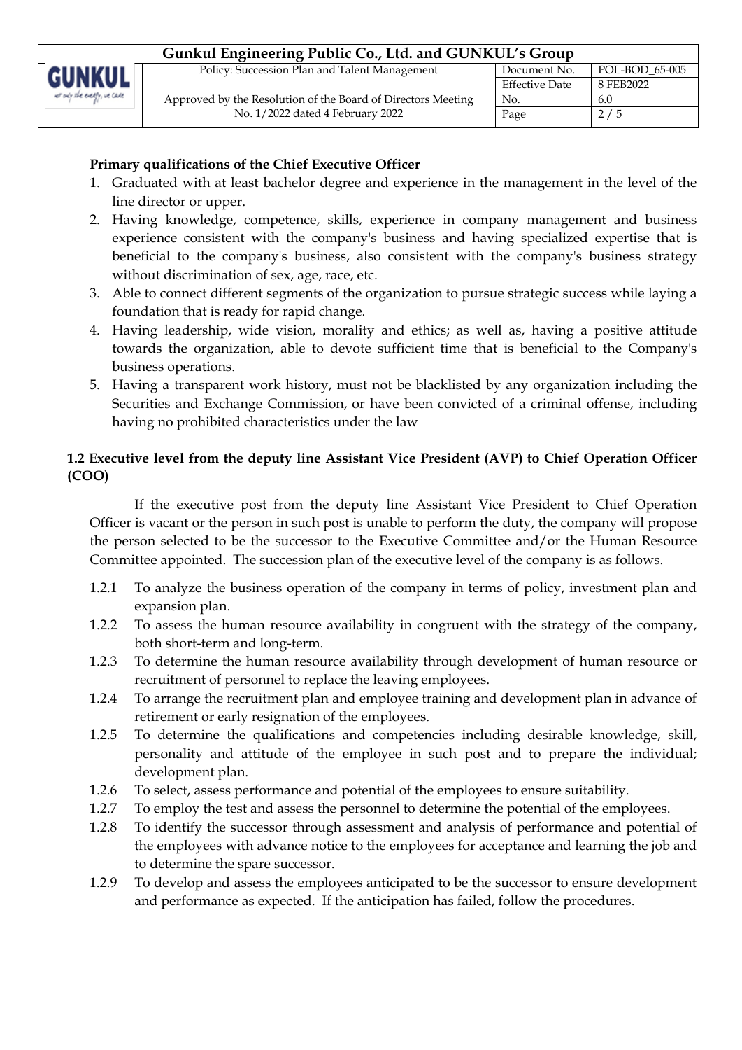**Primary qualifications of the Chief Executive Officer**

1. Graduated with at least bachelor degree and experience in the management in the level of the line director or upper.
2. Having knowledge, competence, skills, experience in company management and business experience consistent with the company's business and having specialized expertise that is beneficial to the company's business, also consistent with the company's business strategy without discrimination of sex, age, race, etc.
3. Able to connect different segments of the organization to pursue strategic success while laying a foundation that is ready for rapid change.
4. Having leadership, wide vision, morality and ethics; as well as, having a positive attitude towards the organization, able to devote sufficient time that is beneficial to the Company's business operations.
5. Having a transparent work history, must not be blacklisted by any organization including the Securities and Exchange Commission, or have been convicted of a criminal offense, including having no prohibited characteristics under the law

### 1.2 Executive level from the deputy line Assistant Vice President (AVP) to Chief Operation Officer (COO)

If the executive post from the deputy line Assistant Vice President to Chief Operation Officer is vacant or the person in such post is unable to perform the duty, the company will propose the person selected to be the successor to the Executive Committee and/or the Human Resource Committee appointed. The succession plan of the executive level of the company is as follows.

- 1.2.1 To analyze the business operation of the company in terms of policy, investment plan and expansion plan.
- 1.2.2 To assess the human resource availability in congruent with the strategy of the company, both short-term and long-term.
- 1.2.3 To determine the human resource availability through development of human resource or recruitment of personnel to replace the leaving employees.
- 1.2.4 To arrange the recruitment plan and employee training and development plan in advance of retirement or early resignation of the employees.
- 1.2.5 To determine the qualifications and competencies including desirable knowledge, skill, personality and attitude of the employee in such post and to prepare the individual; development plan.
- 1.2.6 To select, assess performance and potential of the employees to ensure suitability.
- 1.2.7 To employ the test and assess the personnel to determine the potential of the employees.
- 1.2.8 To identify the successor through assessment and analysis of performance and potential of the employees with advance notice to the employees for acceptance and learning the job and to determine the spare successor.
- 1.2.9 To develop and assess the employees anticipated to be the successor to ensure development and performance as expected. If the anticipation has failed, follow the procedures.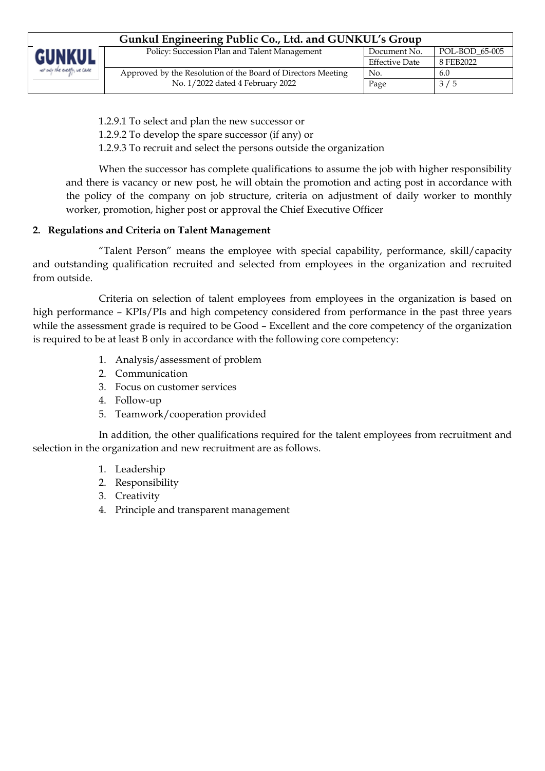1.2.9.1 To select and plan the new successor or

1.2.9.2 To develop the spare successor (if any) or

1.2.9.3 To recruit and select the persons outside the organization

When the successor has complete qualifications to assume the job with higher responsibility and there is vacancy or new post, he will obtain the promotion and acting post in accordance with the policy of the company on job structure, criteria on adjustment of daily worker to monthly worker, promotion, higher post or approval the Chief Executive Officer

## 2. Regulations and Criteria on Talent Management

"Talent Person" means the employee with special capability, performance, skill/capacity and outstanding qualification recruited and selected from employees in the organization and recruited from outside.

Criteria on selection of talent employees from employees in the organization is based on high performance – KPIs/PIs and high competency considered from performance in the past three years while the assessment grade is required to be Good – Excellent and the core competency of the organization is required to be at least B only in accordance with the following core competency:

1. Analysis/assessment of problem
2. Communication
3. Focus on customer services
4. Follow-up
5. Teamwork/cooperation provided

In addition, the other qualifications required for the talent employees from recruitment and selection in the organization and new recruitment are as follows.

1. Leadership
2. Responsibility
3. Creativity
4. Principle and transparent management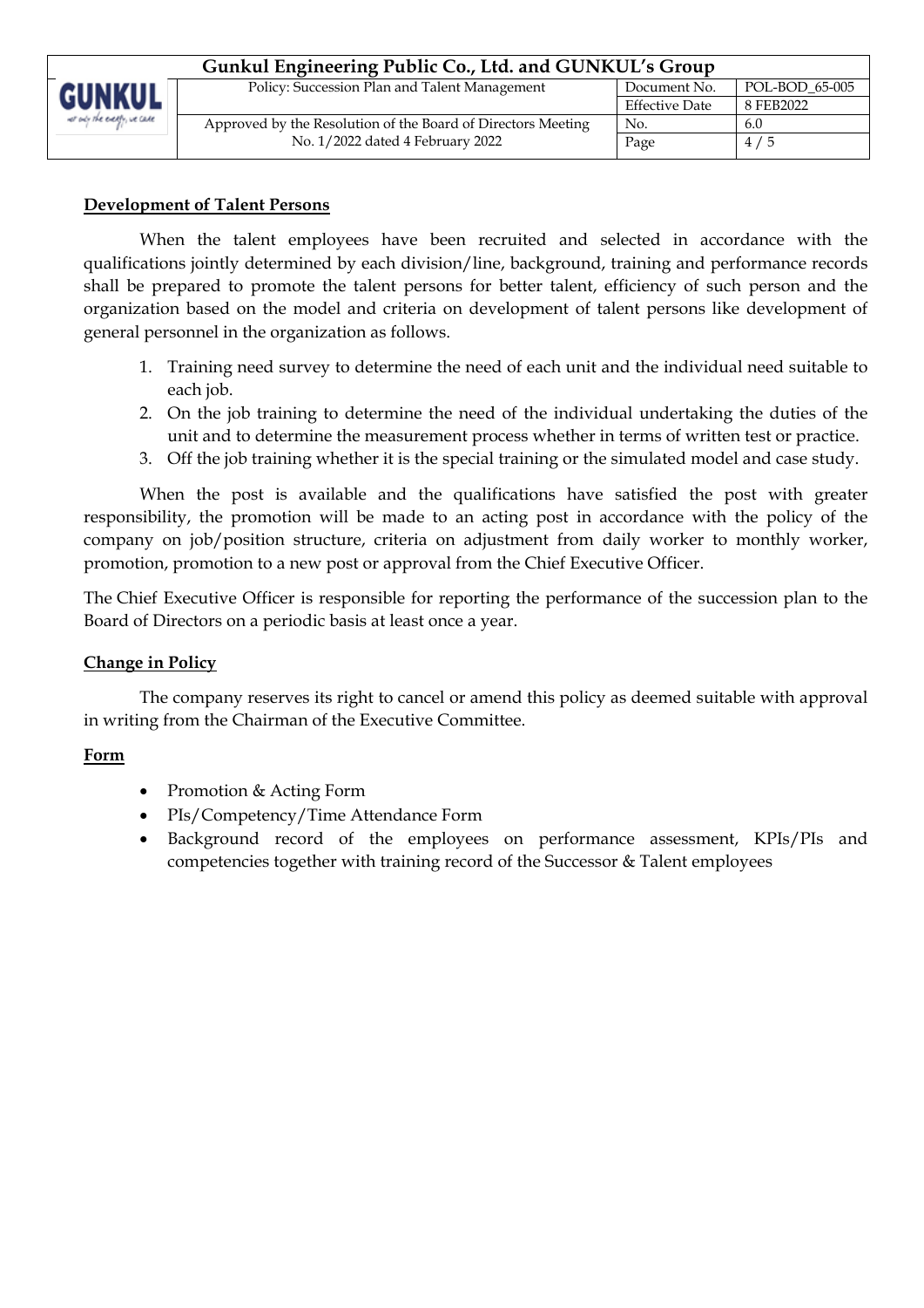**Development of Talent Persons**

When the talent employees have been recruited and selected in accordance with the qualifications jointly determined by each division/line, background, training and performance records shall be prepared to promote the talent persons for better talent, efficiency of such person and the organization based on the model and criteria on development of talent persons like development of general personnel in the organization as follows.

1. Training need survey to determine the need of each unit and the individual need suitable to each job.
2. On the job training to determine the need of the individual undertaking the duties of the unit and to determine the measurement process whether in terms of written test or practice.
3. Off the job training whether it is the special training or the simulated model and case study.

When the post is available and the qualifications have satisfied the post with greater responsibility, the promotion will be made to an acting post in accordance with the policy of the company on job/position structure, criteria on adjustment from daily worker to monthly worker, promotion, promotion to a new post or approval from the Chief Executive Officer.

The Chief Executive Officer is responsible for reporting the performance of the succession plan to the Board of Directors on a periodic basis at least once a year.

**Change in Policy**

The company reserves its right to cancel or amend this policy as deemed suitable with approval in writing from the Chairman of the Executive Committee.

**Form**

- Promotion & Acting Form
- PIs/Competency/Time Attendance Form
- Background record of the employees on performance assessment, KPIs/PIs and competencies together with training record of the Successor & Talent employees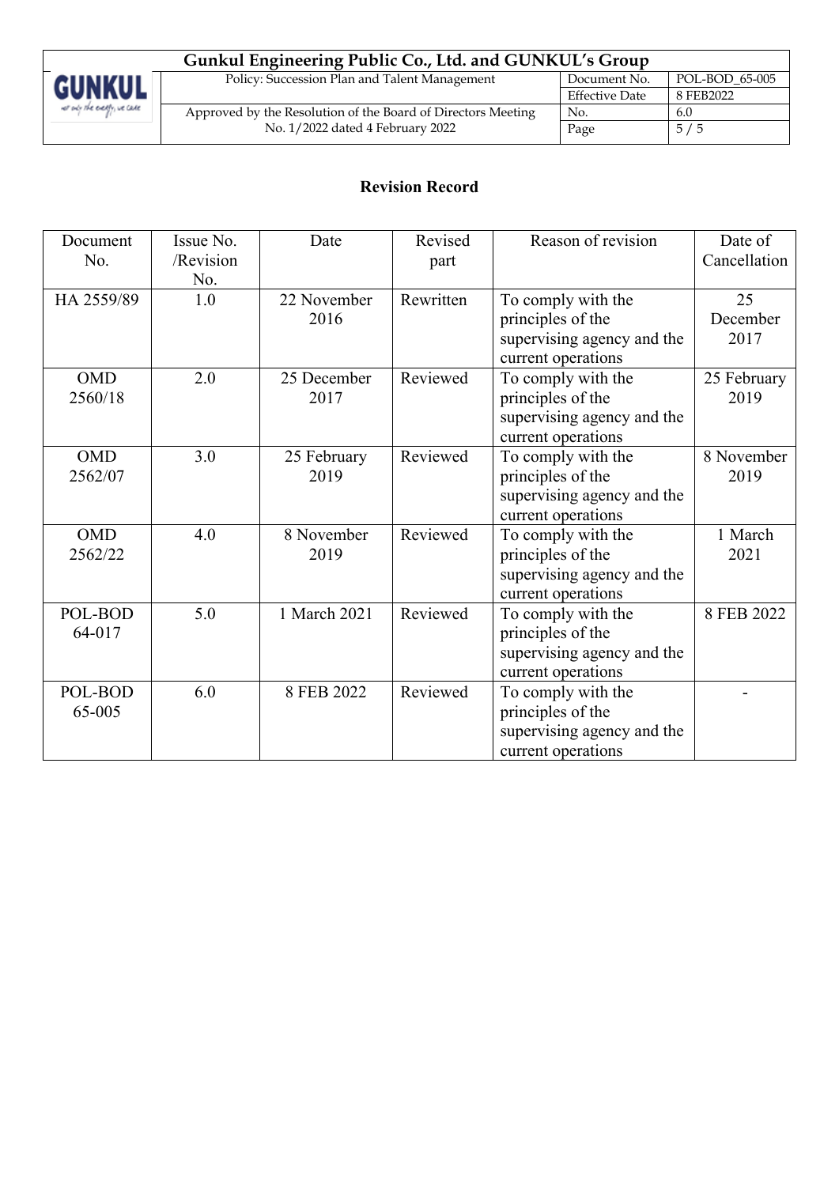## Revision Record

| Document No. | Issue No. /Revision No. | Date | Revised part | Reason of revision | Date of Cancellation |
|---|---|---|---|---|---|
| HA 2559/89 | 1.0 | 22 November 2016 | Rewritten | To comply with the principles of the supervising agency and the current operations | 25 December 2017 |
| OMD 2560/18 | 2.0 | 25 December 2017 | Reviewed | To comply with the principles of the supervising agency and the current operations | 25 February 2019 |
| OMD 2562/07 | 3.0 | 25 February 2019 | Reviewed | To comply with the principles of the supervising agency and the current operations | 8 November 2019 |
| OMD 2562/22 | 4.0 | 8 November 2019 | Reviewed | To comply with the principles of the supervising agency and the current operations | 1 March 2021 |
| POL-BOD 64-017 | 5.0 | 1 March 2021 | Reviewed | To comply with the principles of the supervising agency and the current operations | 8 FEB 2022 |
| POL-BOD 65-005 | 6.0 | 8 FEB 2022 | Reviewed | To comply with the principles of the supervising agency and the current operations | - |